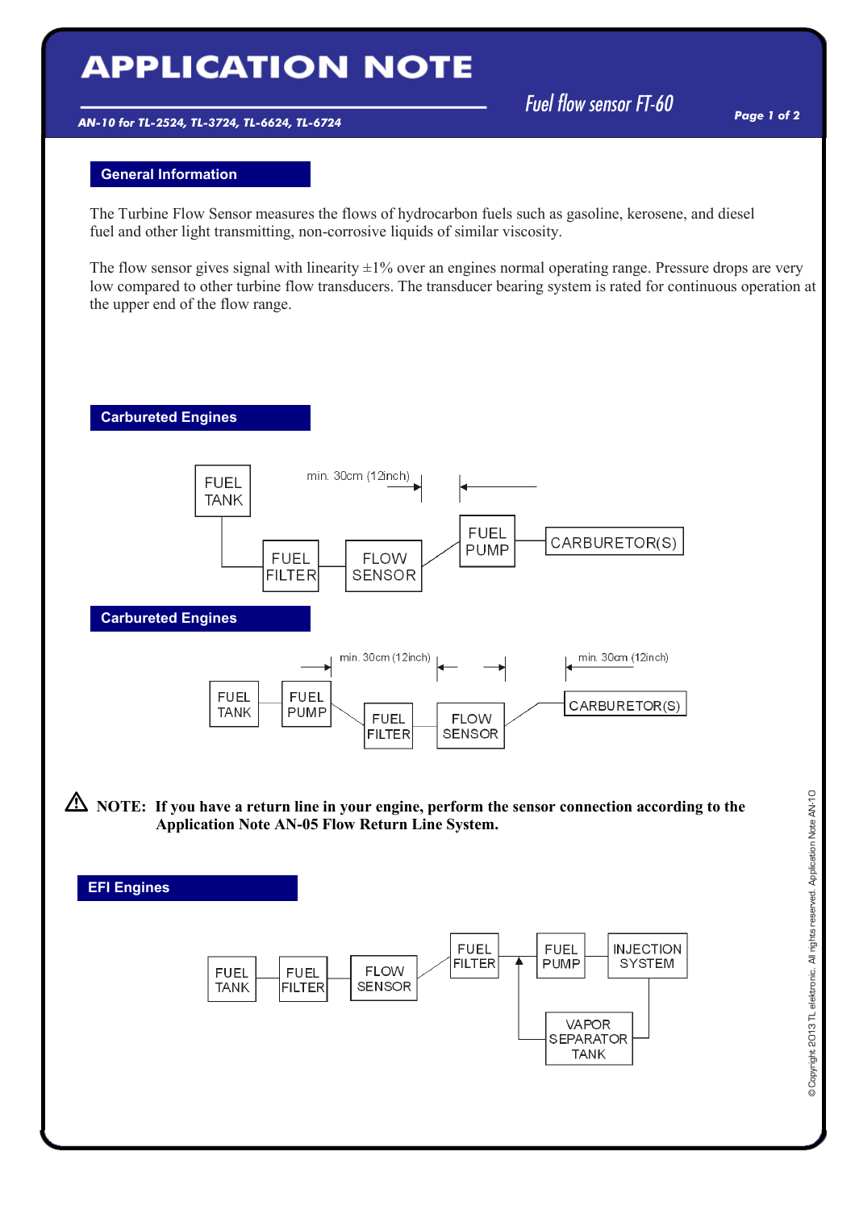# APPLICATION NOTE

**AN-10 for TL-2524, TL-3724, TL-6624, TL-6724**

*Fuel flow sensor FT-60*

## General Information

The Turbine Flow Sensor measures the flows of hydrocarbon fuels such as gasoline, kerosene, and diesel fuel and other light transmitting, non-corrosive liquids of similar viscosity.

The flow sensor gives signal with linearity ±1% over an engines normal operating range. Pressure drops are very low compared to other turbine flow transducers. The transducer bearing system is rated for continuous operation at the upper end of the flow range.

## Carbureted Engines

FUEL TANK → FUEL FILTER → FLOW SENSOR → FUEL PUMP → CARBURETOR(S)

min. 30cm (12inch)

## Carbureted Engines

FUEL TANK → FUEL PUMP → FUEL FILTER → FLOW SENSOR → CARBURETOR(S)

min. 30cm (12inch) min. 30cm (12inch)

⚠ **NOTE: If you have a return line in your engine, perform the sensor connection according to the Application Note AN-05 Flow Return Line System.**

## EFI Engines

FUEL TANK → FUEL FILTER → FLOW SENSOR → FUEL FILTER → FUEL PUMP → INJECTION SYSTEM → VAPOR SEPARATOR TANK

© Copyright 2013 TL elektronic. All rights reserved. Application Note AN-10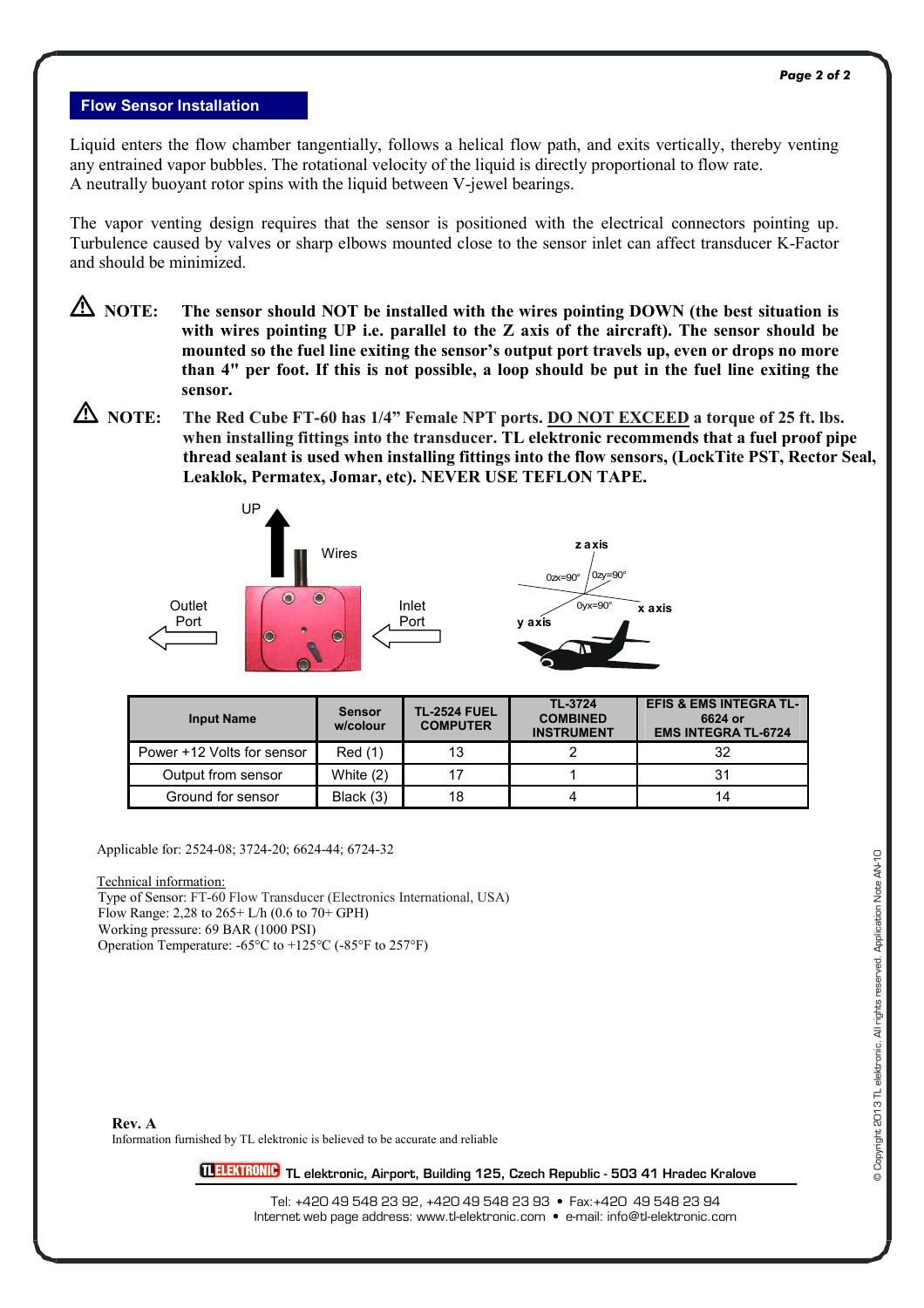## Flow Sensor Installation

Liquid enters the flow chamber tangentially, follows a helical flow path, and exits vertically, thereby venting any entrained vapor bubbles. The rotational velocity of the liquid is directly proportional to flow rate.
A neutrally buoyant rotor spins with the liquid between V-jewel bearings.

The vapor venting design requires that the sensor is positioned with the electrical connectors pointing up. Turbulence caused by valves or sharp elbows mounted close to the sensor inlet can affect transducer K-Factor and should be minimized.

⚠ **NOTE: The sensor should NOT be installed with the wires pointing DOWN (the best situation is with wires pointing UP i.e. parallel to the Z axis of the aircraft). The sensor should be mounted so the fuel line exiting the sensor's output port travels up, even or drops no more than 4" per foot. If this is not possible, a loop should be put in the fuel line exiting the sensor.**

⚠ **NOTE: The Red Cube FT-60 has 1/4" Female NPT ports. DO NOT EXCEED a torque of 25 ft. lbs. when installing fittings into the transducer. TL elektronic recommends that a fuel proof pipe thread sealant is used when installing fittings into the flow sensors, (LockTite PST, Rector Seal, Leaklok, Permatex, Jomar, etc). NEVER USE TEFLON TAPE.**

UP
Wires
Outlet Port
Inlet Port

z axis
0zx=90°
0zy=90°
0yx=90°
x axis
y axis

| Input Name | Sensor w/colour | TL-2524 FUEL COMPUTER | TL-3724 COMBINED INSTRUMENT | EFIS & EMS INTEGRA TL-6624 or EMS INTEGRA TL-6724 |
|---|---|---|---|---|
| Power +12 Volts for sensor | Red (1) | 13 | 2 | 32 |
| Output from sensor | White (2) | 17 | 1 | 31 |
| Ground for sensor | Black (3) | 18 | 4 | 14 |

Applicable for: 2524-08; 3724-20; 6624-44; 6724-32

Technical information:
Type of Sensor: FT-60 Flow Transducer (Electronics International, USA)
Flow Range: 2,28 to 265+ L/h (0.6 to 70+ GPH)
Working pressure: 69 BAR (1000 PSI)
Operation Temperature: -65°C to +125°C (-85°F to 257°F)

**Rev. A**
Information furnished by TL elektronic is believed to be accurate and reliable

TL ELEKTRONIC **TL elektronic, Airport, Building 125, Czech Republic - 503 41 Hradec Kralove**

Tel: +420 49 548 23 92, +420 49 548 23 93 • Fax:+420 49 548 23 94
Internet web page address: www.tl-elektronic.com • e-mail: info@tl-elektronic.com

© Copyright 2013 TL elektronic. All rights reserved. Application Note AN-10